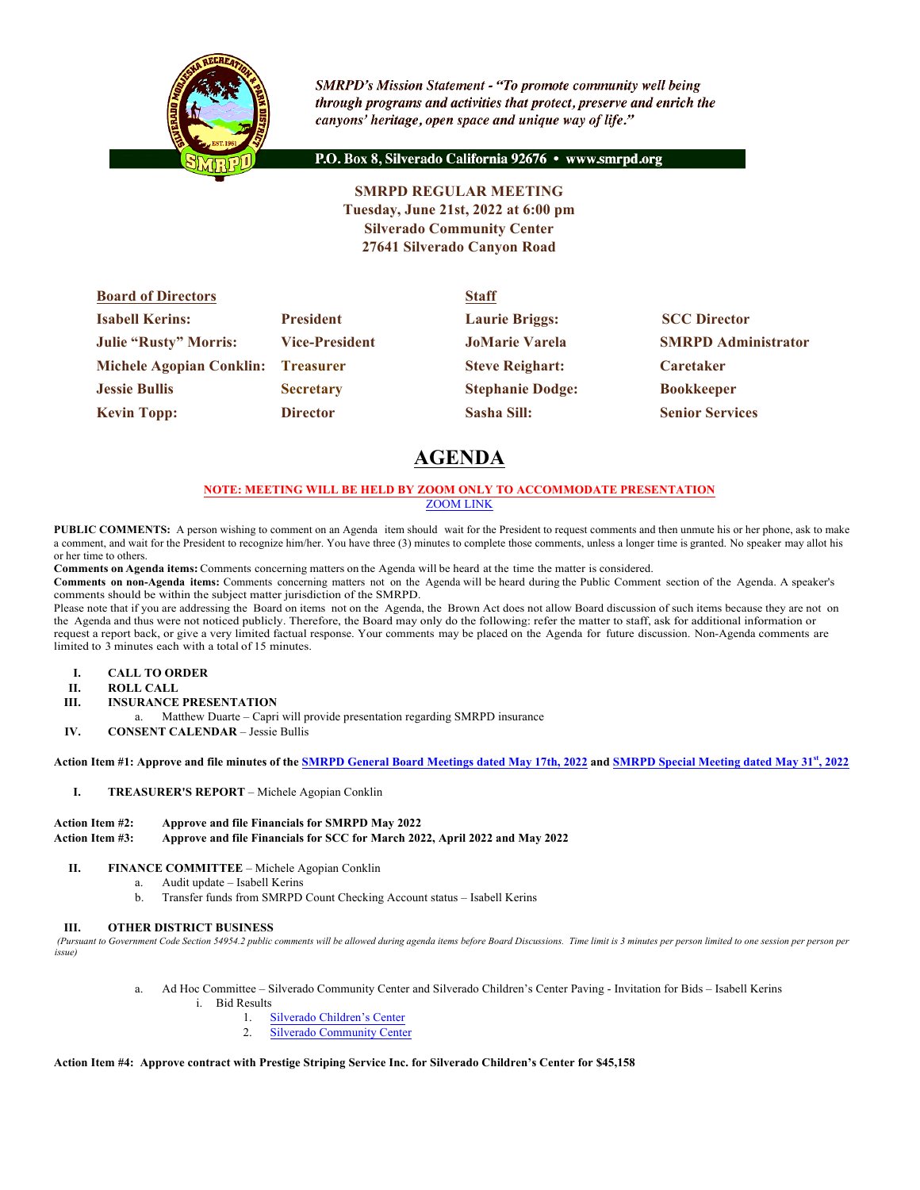*SMRPD's Mission Statement - "To promote community well being through programs and activities that protect, preserve and enrich the canyons' heritage, open space and unique way of life."*

**P.O. Box 8, Silverado California 92676 • www.smrpd.org**

**SMRPD REGULAR MEETING**
**Tuesday, June 21st, 2022 at 6:00 pm**
**Silverado Community Center**
**27641 Silverado Canyon Road**

| **Board of Directors** | | **Staff** | |
|---|---|---|---|
| **Isabell Kerins:** | **President** | **Laurie Briggs:** | **SCC Director** |
| **Julie "Rusty" Morris:** | **Vice-President** | **JoMarie Varela** | **SMRPD Administrator** |
| **Michele Agopian Conklin:** | **Treasurer** | **Steve Reighart:** | **Caretaker** |
| **Jessie Bullis** | **Secretary** | **Stephanie Dodge:** | **Bookkeeper** |
| **Kevin Topp:** | **Director** | **Sasha Sill:** | **Senior Services** |

# AGENDA

**NOTE: MEETING WILL BE HELD BY ZOOM ONLY TO ACCOMMODATE PRESENTATION**
ZOOM LINK

**PUBLIC COMMENTS:** A person wishing to comment on an Agenda item should wait for the President to request comments and then unmute his or her phone, ask to make a comment, and wait for the President to recognize him/her. You have three (3) minutes to complete those comments, unless a longer time is granted. No speaker may allot his or her time to others.

**Comments on Agenda items:** Comments concerning matters on the Agenda will be heard at the time the matter is considered.

**Comments on non-Agenda items:** Comments concerning matters not on the Agenda will be heard during the Public Comment section of the Agenda. A speaker's comments should be within the subject matter jurisdiction of the SMRPD.

Please note that if you are addressing the Board on items not on the Agenda, the Brown Act does not allow Board discussion of such items because they are not on the Agenda and thus were not noticed publicly. Therefore, the Board may only do the following: refer the matter to staff, ask for additional information or request a report back, or give a very limited factual response. Your comments may be placed on the Agenda for future discussion. Non-Agenda comments are limited to 3 minutes each with a total of 15 minutes.

I. **CALL TO ORDER**
II. **ROLL CALL**
III. **INSURANCE PRESENTATION**
   a. Matthew Duarte – Capri will provide presentation regarding SMRPD insurance
IV. **CONSENT CALENDAR** – Jessie Bullis

**Action Item #1: Approve and file minutes of the SMRPD General Board Meetings dated May 17th, 2022 and SMRPD Special Meeting dated May 31st, 2022**

I. **TREASURER'S REPORT** – Michele Agopian Conklin

**Action Item #2: Approve and file Financials for SMRPD May 2022**
**Action Item #3: Approve and file Financials for SCC for March 2022, April 2022 and May 2022**

II. **FINANCE COMMITTEE** – Michele Agopian Conklin
   a. Audit update – Isabell Kerins
   b. Transfer funds from SMRPD Count Checking Account status – Isabell Kerins

III. **OTHER DISTRICT BUSINESS**

*(Pursuant to Government Code Section 54954.2 public comments will be allowed during agenda items before Board Discussions. Time limit is 3 minutes per person limited to one session per person per issue)*

   a. Ad Hoc Committee – Silverado Community Center and Silverado Children's Center Paving - Invitation for Bids – Isabell Kerins
      i. Bid Results
         1. Silverado Children's Center
         2. Silverado Community Center

**Action Item #4: Approve contract with Prestige Striping Service Inc. for Silverado Children's Center for $45,158**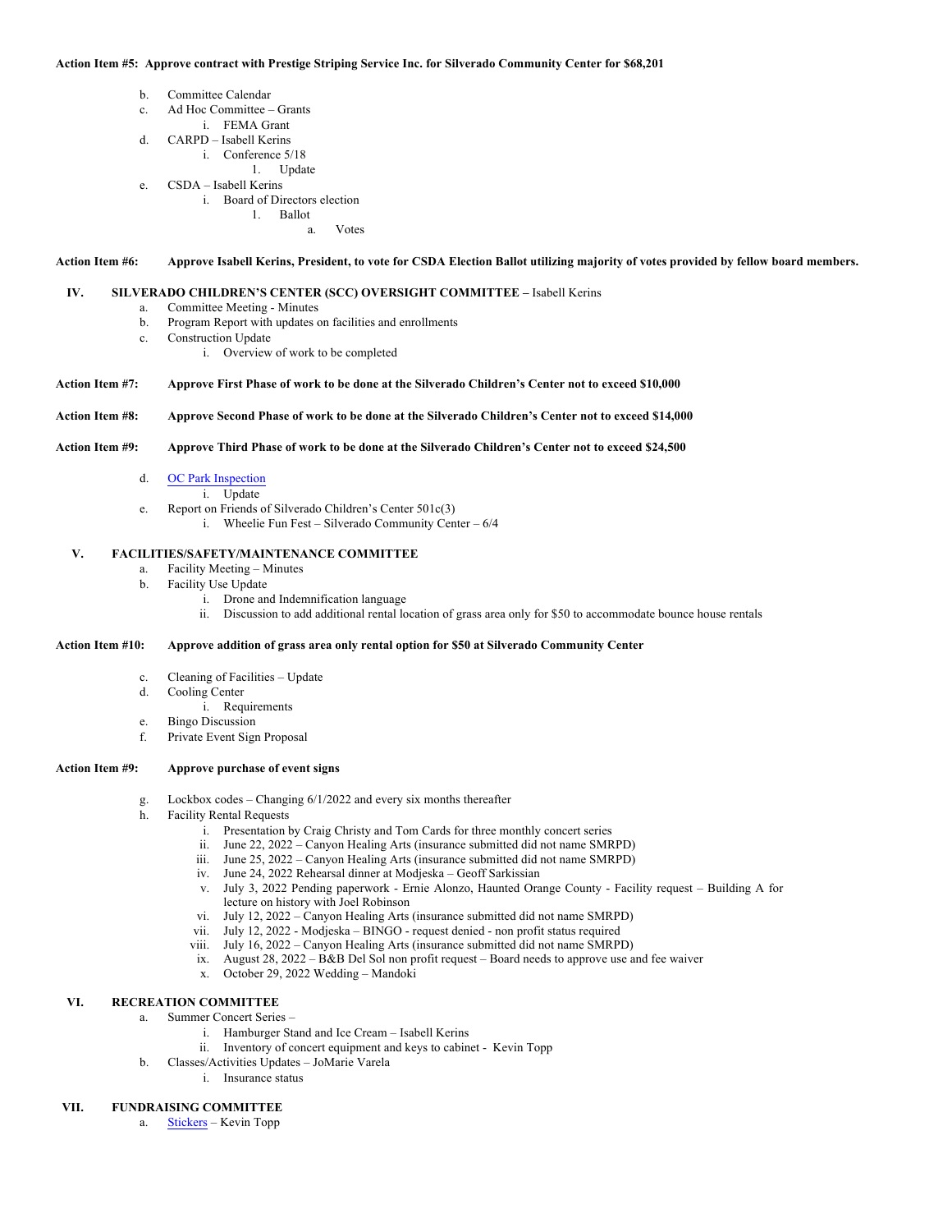**Action Item #5: Approve contract with Prestige Striping Service Inc. for Silverado Community Center for $68,201**

b. Committee Calendar

c. Ad Hoc Committee – Grants
   - i. FEMA Grant

d. CARPD – Isabell Kerins
   - i. Conference 5/18
     - 1. Update

e. CSDA – Isabell Kerins
   - i. Board of Directors election
     - 1. Ballot
       - a. Votes

**Action Item #6: Approve Isabell Kerins, President, to vote for CSDA Election Ballot utilizing majority of votes provided by fellow board members.**

## IV. SILVERADO CHILDREN'S CENTER (SCC) OVERSIGHT COMMITTEE – Isabell Kerins

a. Committee Meeting - Minutes

b. Program Report with updates on facilities and enrollments

c. Construction Update
   - i. Overview of work to be completed

**Action Item #7: Approve First Phase of work to be done at the Silverado Children's Center not to exceed $10,000**

**Action Item #8: Approve Second Phase of work to be done at the Silverado Children's Center not to exceed $14,000**

**Action Item #9: Approve Third Phase of work to be done at the Silverado Children's Center not to exceed $24,500**

d. OC Park Inspection
   - i. Update

e. Report on Friends of Silverado Children's Center 501c(3)
   - i. Wheelie Fun Fest – Silverado Community Center – 6/4

## V. FACILITIES/SAFETY/MAINTENANCE COMMITTEE

a. Facility Meeting – Minutes

b. Facility Use Update
   - i. Drone and Indemnification language
   - ii. Discussion to add additional rental location of grass area only for $50 to accommodate bounce house rentals

**Action Item #10: Approve addition of grass area only rental option for $50 at Silverado Community Center**

c. Cleaning of Facilities – Update

d. Cooling Center
   - i. Requirements

e. Bingo Discussion

f. Private Event Sign Proposal

**Action Item #9: Approve purchase of event signs**

g. Lockbox codes – Changing 6/1/2022 and every six months thereafter

h. Facility Rental Requests
   - i. Presentation by Craig Christy and Tom Cards for three monthly concert series
   - ii. June 22, 2022 – Canyon Healing Arts (insurance submitted did not name SMRPD)
   - iii. June 25, 2022 – Canyon Healing Arts (insurance submitted did not name SMRPD)
   - iv. June 24, 2022 Rehearsal dinner at Modjeska – Geoff Sarkissian
   - v. July 3, 2022 Pending paperwork - Ernie Alonzo, Haunted Orange County - Facility request – Building A for lecture on history with Joel Robinson
   - vi. July 12, 2022 – Canyon Healing Arts (insurance submitted did not name SMRPD)
   - vii. July 12, 2022 - Modjeska – BINGO - request denied - non profit status required
   - viii. July 16, 2022 – Canyon Healing Arts (insurance submitted did not name SMRPD)
   - ix. August 28, 2022 – B&B Del Sol non profit request – Board needs to approve use and fee waiver
   - x. October 29, 2022 Wedding – Mandoki

## VI. RECREATION COMMITTEE

a. Summer Concert Series –
   - i. Hamburger Stand and Ice Cream – Isabell Kerins
   - ii. Inventory of concert equipment and keys to cabinet - Kevin Topp

b. Classes/Activities Updates – JoMarie Varela
   - i. Insurance status

## VII. FUNDRAISING COMMITTEE

a. Stickers – Kevin Topp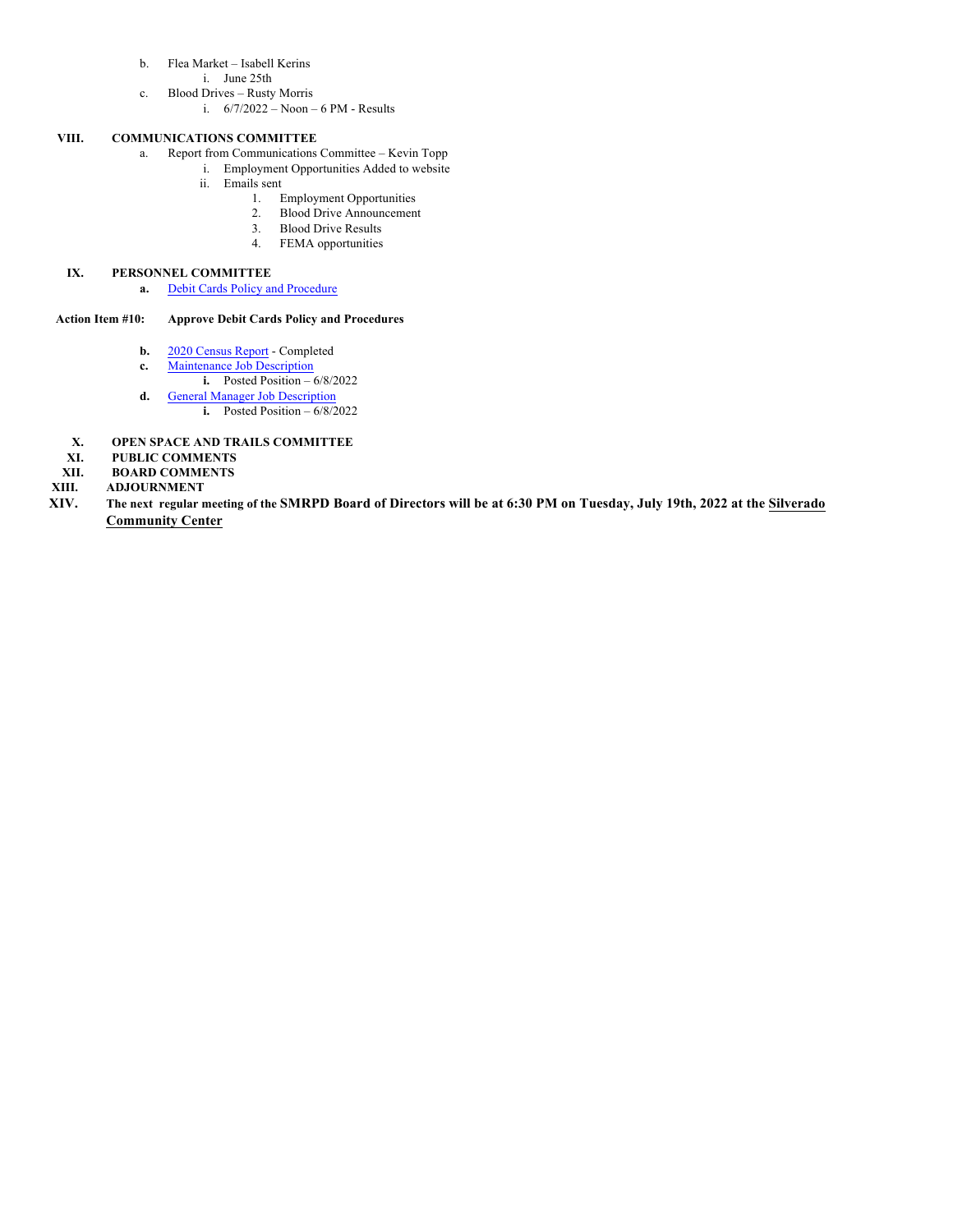b. Flea Market – Isabell Kerins
   i. June 25th
c. Blood Drives – Rusty Morris
   i. 6/7/2022 – Noon – 6 PM - Results

**VIII. COMMUNICATIONS COMMITTEE**

a. Report from Communications Committee – Kevin Topp
   i. Employment Opportunities Added to website
   ii. Emails sent
      1. Employment Opportunities
      2. Blood Drive Announcement
      3. Blood Drive Results
      4. FEMA opportunities

**IX. PERSONNEL COMMITTEE**

**a.** Debit Cards Policy and Procedure

**Action Item #10: Approve Debit Cards Policy and Procedures**

**b.** 2020 Census Report - Completed
**c.** Maintenance Job Description
   **i.** Posted Position – 6/8/2022
**d.** General Manager Job Description
   **i.** Posted Position – 6/8/2022

**X. OPEN SPACE AND TRAILS COMMITTEE**
**XI. PUBLIC COMMENTS**
**XII. BOARD COMMENTS**
**XIII. ADJOURNMENT**
**XIV. The next regular meeting of the SMRPD Board of Directors will be at 6:30 PM on Tuesday, July 19th, 2022 at the Silverado Community Center**